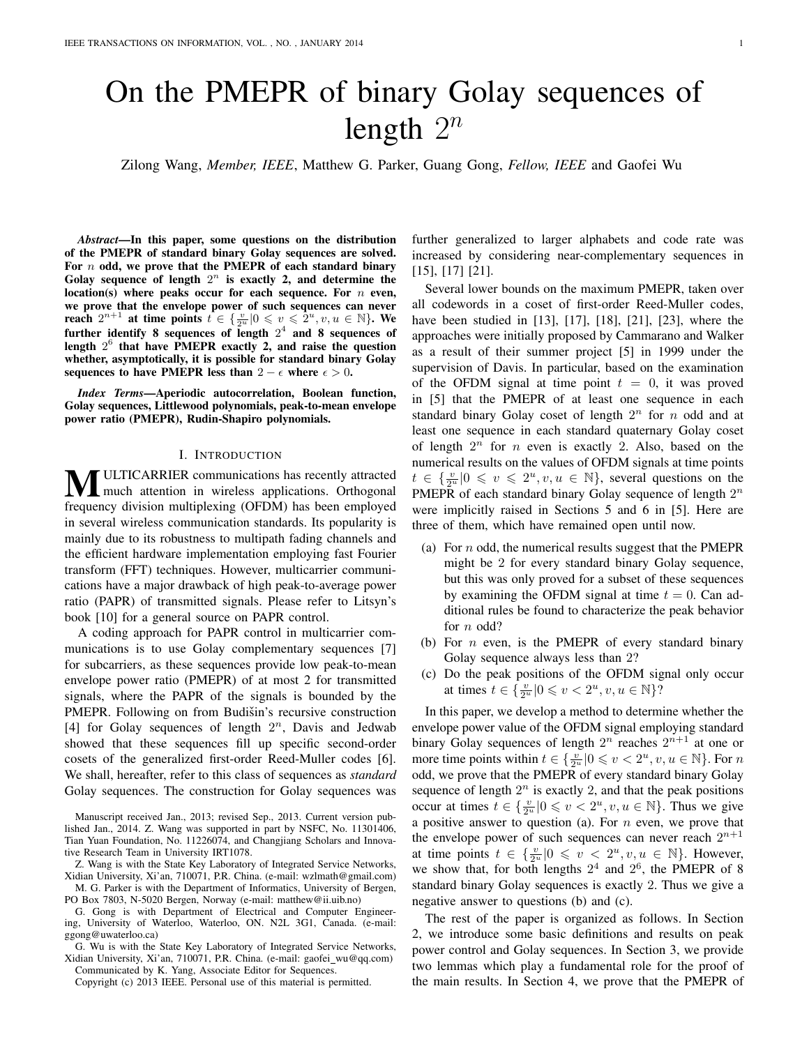# On the PMEPR of binary Golay sequences of length $2^n$

Zilong Wang, *Member, IEEE*, Matthew G. Parker, Guang Gong, *Fellow, IEEE* and Gaofei Wu

***Abstract*—In this paper, some questions on the distribution of the PMEPR of standard binary Golay sequences are solved. For $n$ odd, we prove that the PMEPR of each standard binary Golay sequence of length $2^n$ is exactly 2, and determine the location(s) where peaks occur for each sequence. For $n$ even, we prove that the envelope power of such sequences can never reach $2^{n+1}$ at time points $t \in \{\frac{v}{2^u} | 0 \leqslant v \leqslant 2^u, v, u \in \mathbb{N}\}$. We further identify 8 sequences of length $2^4$ and 8 sequences of length $2^6$ that have PMEPR exactly 2, and raise the question whether, asymptotically, it is possible for standard binary Golay sequences to have PMEPR less than $2 - \epsilon$ where $\epsilon > 0$.**

***Index Terms*—Aperiodic autocorrelation, Boolean function, Golay sequences, Littlewood polynomials, peak-to-mean envelope power ratio (PMEPR), Rudin-Shapiro polynomials.**

## I. Introduction

Multicarrier communications has recently attracted much attention in wireless applications. Orthogonal frequency division multiplexing (OFDM) has been employed in several wireless communication standards. Its popularity is mainly due to its robustness to multipath fading channels and the efficient hardware implementation employing fast Fourier transform (FFT) techniques. However, multicarrier communications have a major drawback of high peak-to-average power ratio (PAPR) of transmitted signals. Please refer to Litsyn's book [10] for a general source on PAPR control.

A coding approach for PAPR control in multicarrier communications is to use Golay complementary sequences [7] for subcarriers, as these sequences provide low peak-to-mean envelope power ratio (PMEPR) of at most 2 for transmitted signals, where the PAPR of the signals is bounded by the PMEPR. Following on from Budišin's recursive construction [4] for Golay sequences of length $2^n$, Davis and Jedwab showed that these sequences fill up specific second-order cosets of the generalized first-order Reed-Muller codes [6]. We shall, hereafter, refer to this class of sequences as *standard* Golay sequences. The construction for Golay sequences was further generalized to larger alphabets and code rate was increased by considering near-complementary sequences in [15], [17] [21].

Several lower bounds on the maximum PMEPR, taken over all codewords in a coset of first-order Reed-Muller codes, have been studied in [13], [17], [18], [21], [23], where the approaches were initially proposed by Cammarano and Walker as a result of their summer project [5] in 1999 under the supervision of Davis. In particular, based on the examination of the OFDM signal at time point $t = 0$, it was proved in [5] that the PMEPR of at least one sequence in each standard binary Golay coset of length $2^n$ for $n$ odd and at least one sequence in each standard quaternary Golay coset of length $2^n$ for $n$ even is exactly 2. Also, based on the numerical results on the values of OFDM signals at time points $t \in \{\frac{v}{2^u} | 0 \leqslant v \leqslant 2^u, v, u \in \mathbb{N}\}$, several questions on the PMEPR of each standard binary Golay sequence of length $2^n$ were implicitly raised in Sections 5 and 6 in [5]. Here are three of them, which have remained open until now.

(a) For $n$ odd, the numerical results suggest that the PMEPR might be 2 for every standard binary Golay sequence, but this was only proved for a subset of these sequences by examining the OFDM signal at time $t = 0$. Can additional rules be found to characterize the peak behavior for $n$ odd?

(b) For $n$ even, is the PMEPR of every standard binary Golay sequence always less than 2?

(c) Do the peak positions of the OFDM signal only occur at times $t \in \{\frac{v}{2^u} | 0 \leqslant v < 2^u, v, u \in \mathbb{N}\}$?

In this paper, we develop a method to determine whether the envelope power value of the OFDM signal employing standard binary Golay sequences of length $2^n$ reaches $2^{n+1}$ at one or more time points within $t \in \{\frac{v}{2^u} | 0 \leqslant v < 2^u, v, u \in \mathbb{N}\}$. For $n$ odd, we prove that the PMEPR of every standard binary Golay sequence of length $2^n$ is exactly 2, and that the peak positions occur at times $t \in \{\frac{v}{2^u} | 0 \leqslant v < 2^u, v, u \in \mathbb{N}\}$. Thus we give a positive answer to question (a). For $n$ even, we prove that the envelope power of such sequences can never reach $2^{n+1}$ at time points $t \in \{\frac{v}{2^u} | 0 \leqslant v < 2^u, v, u \in \mathbb{N}\}$. However, we show that, for both lengths $2^4$ and $2^6$, the PMEPR of 8 standard binary Golay sequences is exactly 2. Thus we give a negative answer to questions (b) and (c).

The rest of the paper is organized as follows. In Section 2, we introduce some basic definitions and results on peak power control and Golay sequences. In Section 3, we provide two lemmas which play a fundamental role for the proof of the main results. In Section 4, we prove that the PMEPR of

---

Manuscript received Jan., 2013; revised Sep., 2013. Current version published Jan., 2014. Z. Wang was supported in part by NSFC, No. 11301406, Tian Yuan Foundation, No. 11226074, and Changjiang Scholars and Innovative Research Team in University IRT1078.

Z. Wang is with the State Key Laboratory of Integrated Service Networks, Xidian University, Xi'an, 710071, P.R. China. (e-mail: wzlmath@gmail.com)

M. G. Parker is with the Department of Informatics, University of Bergen, PO Box 7803, N-5020 Bergen, Norway (e-mail: matthew@ii.uib.no)

G. Gong is with Department of Electrical and Computer Engineering, University of Waterloo, Waterloo, ON. N2L 3G1, Canada. (e-mail: ggong@uwaterloo.ca)

G. Wu is with the State Key Laboratory of Integrated Service Networks, Xidian University, Xi'an, 710071, P.R. China. (e-mail: gaofei_wu@qq.com)

Communicated by K. Yang, Associate Editor for Sequences.

Copyright (c) 2013 IEEE. Personal use of this material is permitted.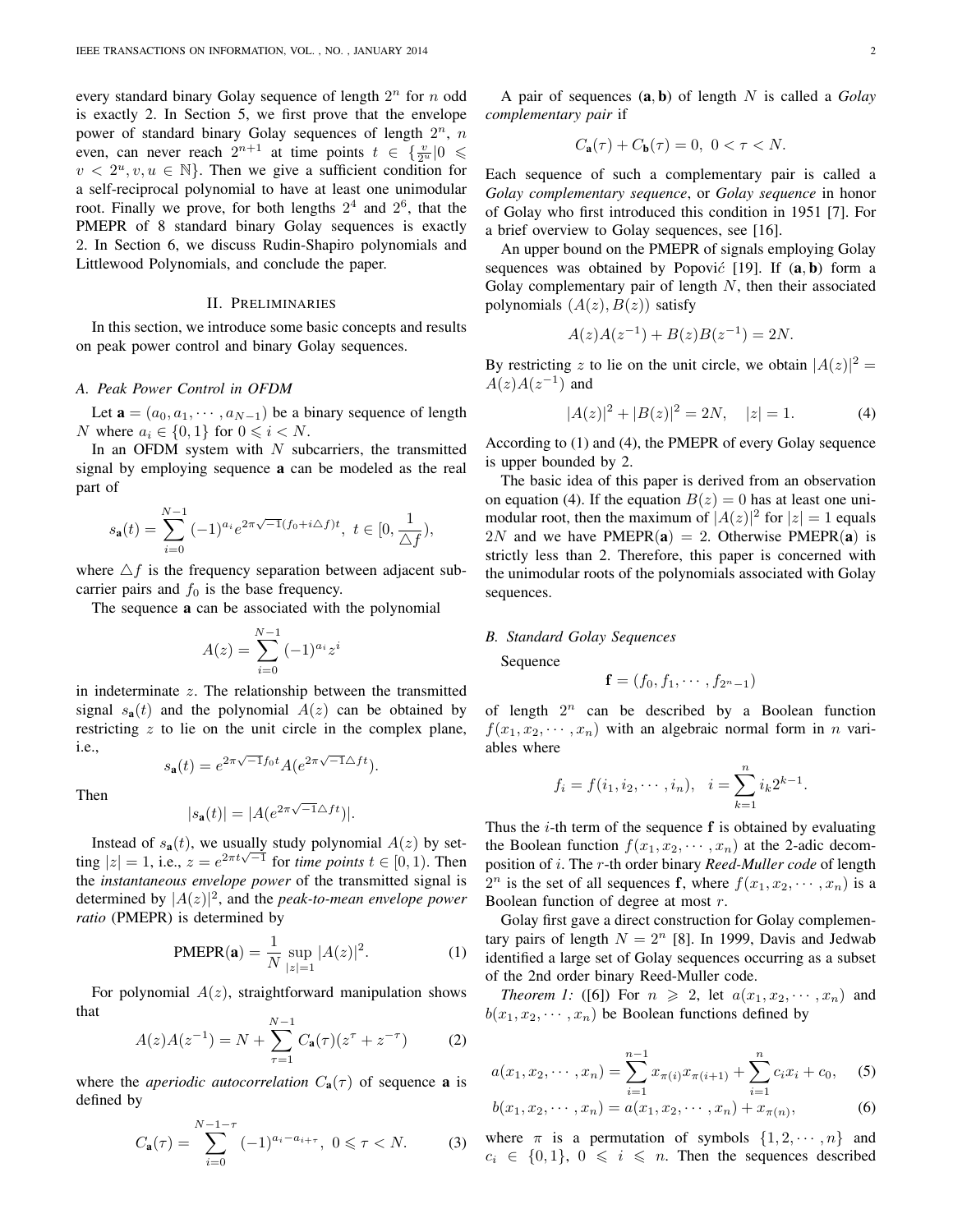every standard binary Golay sequence of length $2^n$ for $n$ odd is exactly 2. In Section 5, we first prove that the envelope power of standard binary Golay sequences of length $2^n$, $n$ even, can never reach $2^{n+1}$ at time points $t \in \{\frac{v}{2^u} | 0 \leqslant v < 2^u, v, u \in \mathbb{N}\}$. Then we give a sufficient condition for a self-reciprocal polynomial to have at least one unimodular root. Finally we prove, for both lengths $2^4$ and $2^6$, that the PMEPR of 8 standard binary Golay sequences is exactly 2. In Section 6, we discuss Rudin-Shapiro polynomials and Littlewood Polynomials, and conclude the paper.

## II. Preliminaries

In this section, we introduce some basic concepts and results on peak power control and binary Golay sequences.

### A. Peak Power Control in OFDM

Let $\mathbf{a} = (a_0, a_1, \cdots, a_{N-1})$ be a binary sequence of length $N$ where $a_i \in \{0, 1\}$ for $0 \leqslant i < N$.

In an OFDM system with $N$ subcarriers, the transmitted signal by employing sequence $\mathbf{a}$ can be modeled as the real part of

$$s_{\mathbf{a}}(t) = \sum_{i=0}^{N-1} (-1)^{a_i} e^{2\pi\sqrt{-1}(f_0 + i\triangle f)t}, \ t \in [0, \frac{1}{\triangle f}),$$

where $\triangle f$ is the frequency separation between adjacent subcarrier pairs and $f_0$ is the base frequency.

The sequence $\mathbf{a}$ can be associated with the polynomial

$$A(z) = \sum_{i=0}^{N-1} (-1)^{a_i} z^i$$

in indeterminate $z$. The relationship between the transmitted signal $s_{\mathbf{a}}(t)$ and the polynomial $A(z)$ can be obtained by restricting $z$ to lie on the unit circle in the complex plane, i.e.,

$$s_{\mathbf{a}}(t) = e^{2\pi\sqrt{-1}f_0 t} A(e^{2\pi\sqrt{-1}\triangle f t}).$$

Then

$$|s_{\mathbf{a}}(t)| = |A(e^{2\pi\sqrt{-1}\triangle f t})|.$$

Instead of $s_{\mathbf{a}}(t)$, we usually study polynomial $A(z)$ by setting $|z| = 1$, i.e., $z = e^{2\pi t\sqrt{-1}}$ for *time points* $t \in [0, 1)$. Then the *instantaneous envelope power* of the transmitted signal is determined by $|A(z)|^2$, and the *peak-to-mean envelope power ratio* (PMEPR) is determined by

$$\text{PMEPR}(\mathbf{a}) = \frac{1}{N} \sup_{|z|=1} |A(z)|^2. \tag{1}$$

For polynomial $A(z)$, straightforward manipulation shows that

$$A(z)A(z^{-1}) = N + \sum_{\tau=1}^{N-1} C_{\mathbf{a}}(\tau)(z^\tau + z^{-\tau}) \tag{2}$$

where the *aperiodic autocorrelation* $C_{\mathbf{a}}(\tau)$ of sequence $\mathbf{a}$ is defined by

$$C_{\mathbf{a}}(\tau) = \sum_{i=0}^{N-1-\tau} (-1)^{a_i - a_{i+\tau}}, \ 0 \leqslant \tau < N. \tag{3}$$

A pair of sequences $(\mathbf{a}, \mathbf{b})$ of length $N$ is called a *Golay complementary pair* if

$$C_{\mathbf{a}}(\tau) + C_{\mathbf{b}}(\tau) = 0, \ 0 < \tau < N.$$

Each sequence of such a complementary pair is called a *Golay complementary sequence*, or *Golay sequence* in honor of Golay who first introduced this condition in 1951 [7]. For a brief overview to Golay sequences, see [16].

An upper bound on the PMEPR of signals employing Golay sequences was obtained by Popović [19]. If $(\mathbf{a}, \mathbf{b})$ form a Golay complementary pair of length $N$, then their associated polynomials $(A(z), B(z))$ satisfy

$$A(z)A(z^{-1}) + B(z)B(z^{-1}) = 2N.$$

By restricting $z$ to lie on the unit circle, we obtain $|A(z)|^2 = A(z)A(z^{-1})$ and

$$|A(z)|^2 + |B(z)|^2 = 2N, \quad |z| = 1. \tag{4}$$

According to (1) and (4), the PMEPR of every Golay sequence is upper bounded by 2.

The basic idea of this paper is derived from an observation on equation (4). If the equation $B(z) = 0$ has at least one unimodular root, then the maximum of $|A(z)|^2$ for $|z| = 1$ equals $2N$ and we have $\text{PMEPR}(\mathbf{a}) = 2$. Otherwise $\text{PMEPR}(\mathbf{a})$ is strictly less than 2. Therefore, this paper is concerned with the unimodular roots of the polynomials associated with Golay sequences.

### B. Standard Golay Sequences

Sequence

$$\mathbf{f} = (f_0, f_1, \cdots, f_{2^n - 1})$$

of length $2^n$ can be described by a Boolean function $f(x_1, x_2, \cdots, x_n)$ with an algebraic normal form in $n$ variables where

$$f_i = f(i_1, i_2, \cdots, i_n), \quad i = \sum_{k=1}^{n} i_k 2^{k-1}.$$

Thus the $i$-th term of the sequence $\mathbf{f}$ is obtained by evaluating the Boolean function $f(x_1, x_2, \cdots, x_n)$ at the 2-adic decomposition of $i$. The $r$-th order binary *Reed-Muller code* of length $2^n$ is the set of all sequences $\mathbf{f}$, where $f(x_1, x_2, \cdots, x_n)$ is a Boolean function of degree at most $r$.

Golay first gave a direct construction for Golay complementary pairs of length $N = 2^n$ [8]. In 1999, Davis and Jedwab identified a large set of Golay sequences occurring as a subset of the 2nd order binary Reed-Muller code.

*Theorem 1:* ([6]) For $n \geqslant 2$, let $a(x_1, x_2, \cdots, x_n)$ and $b(x_1, x_2, \cdots, x_n)$ be Boolean functions defined by

$$a(x_1, x_2, \cdots, x_n) = \sum_{i=1}^{n-1} x_{\pi(i)} x_{\pi(i+1)} + \sum_{i=1}^{n} c_i x_i + c_0, \tag{5}$$

$$b(x_1, x_2, \cdots, x_n) = a(x_1, x_2, \cdots, x_n) + x_{\pi(n)}, \tag{6}$$

where $\pi$ is a permutation of symbols $\{1, 2, \cdots, n\}$ and $c_i \in \{0, 1\}$, $0 \leqslant i \leqslant n$. Then the sequences described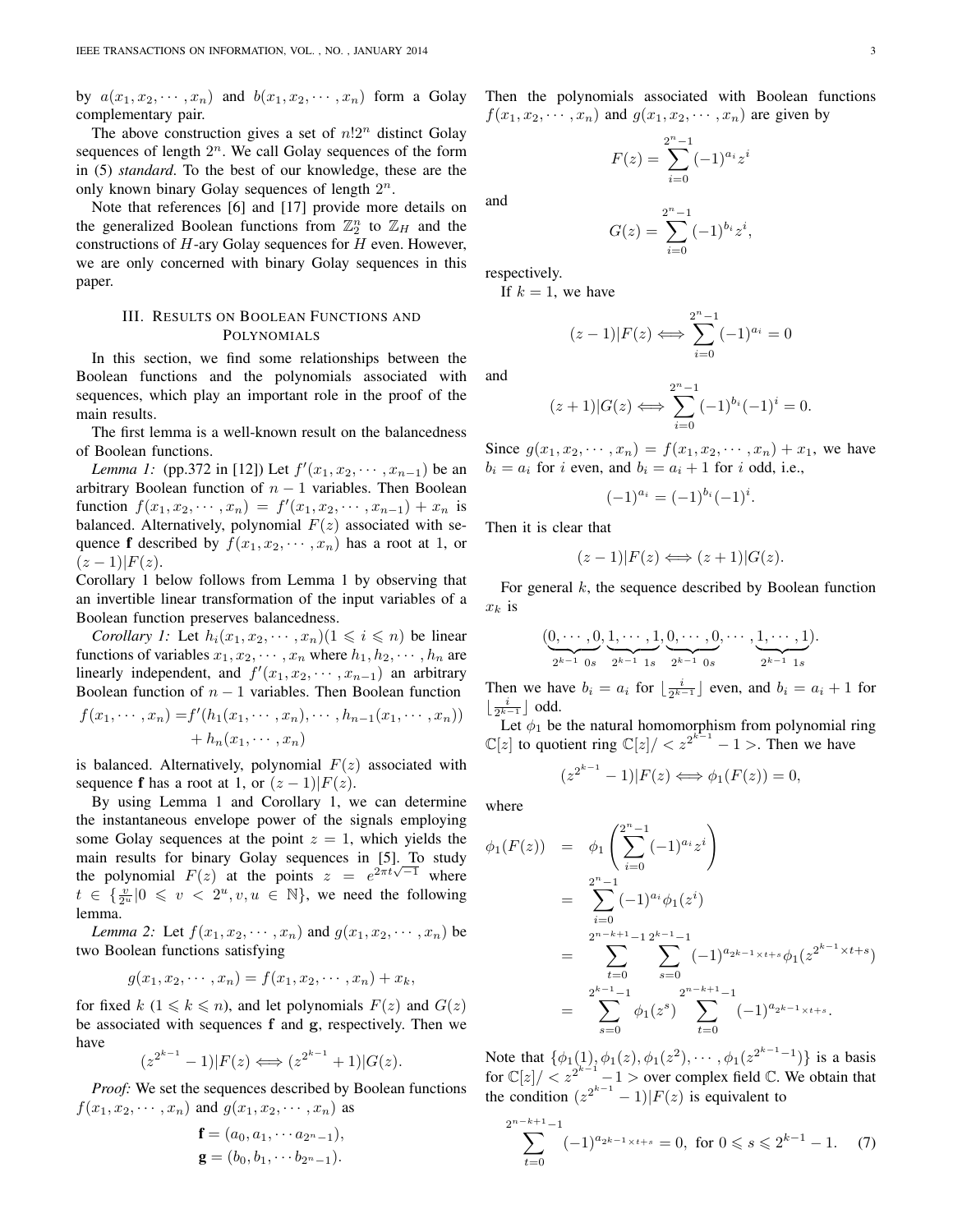by $a(x_1, x_2, \cdots, x_n)$ and $b(x_1, x_2, \cdots, x_n)$ form a Golay complementary pair.

The above construction gives a set of $n!2^n$ distinct Golay sequences of length $2^n$. We call Golay sequences of the form in (5) *standard*. To the best of our knowledge, these are the only known binary Golay sequences of length $2^n$.

Note that references [6] and [17] provide more details on the generalized Boolean functions from $\mathbb{Z}_2^n$ to $\mathbb{Z}_H$ and the constructions of $H$-ary Golay sequences for $H$ even. However, we are only concerned with binary Golay sequences in this paper.

## III. Results on Boolean Functions and Polynomials

In this section, we find some relationships between the Boolean functions and the polynomials associated with sequences, which play an important role in the proof of the main results.

The first lemma is a well-known result on the balancedness of Boolean functions.

*Lemma 1:* (pp.372 in [12]) Let $f'(x_1, x_2, \cdots, x_{n-1})$ be an arbitrary Boolean function of $n-1$ variables. Then Boolean function $f(x_1, x_2, \cdots, x_n) = f'(x_1, x_2, \cdots, x_{n-1}) + x_n$ is balanced. Alternatively, polynomial $F(z)$ associated with sequence $\mathbf{f}$ described by $f(x_1, x_2, \cdots, x_n)$ has a root at 1, or $(z-1)|F(z)$.

Corollary 1 below follows from Lemma 1 by observing that an invertible linear transformation of the input variables of a Boolean function preserves balancedness.

*Corollary 1:* Let $h_i(x_1, x_2, \cdots, x_n)(1 \leqslant i \leqslant n)$ be linear functions of variables $x_1, x_2, \cdots, x_n$ where $h_1, h_2, \cdots, h_n$ are linearly independent, and $f'(x_1, x_2, \cdots, x_{n-1})$ an arbitrary Boolean function of $n-1$ variables. Then Boolean function

$$\begin{aligned} f(x_1, \cdots, x_n) =& f'(h_1(x_1, \cdots, x_n), \cdots, h_{n-1}(x_1, \cdots, x_n)) \\ &+ h_n(x_1, \cdots, x_n) \end{aligned}$$

is balanced. Alternatively, polynomial $F(z)$ associated with sequence $\mathbf{f}$ has a root at 1, or $(z-1)|F(z)$.

By using Lemma 1 and Corollary 1, we can determine the instantaneous envelope power of the signals employing some Golay sequences at the point $z=1$, which yields the main results for binary Golay sequences in [5]. To study the polynomial $F(z)$ at the points $z = e^{2\pi t\sqrt{-1}}$ where $t \in \{\frac{v}{2^u} | 0 \leqslant v < 2^u, v, u \in \mathbb{N}\}$, we need the following lemma.

*Lemma 2:* Let $f(x_1, x_2, \cdots, x_n)$ and $g(x_1, x_2, \cdots, x_n)$ be two Boolean functions satisfying

$$g(x_1, x_2, \cdots, x_n) = f(x_1, x_2, \cdots, x_n) + x_k,$$

for fixed $k$ ($1 \leqslant k \leqslant n$), and let polynomials $F(z)$ and $G(z)$ be associated with sequences $\mathbf{f}$ and $\mathbf{g}$, respectively. Then we have

$$(z^{2^{k-1}} - 1)|F(z) \Longleftrightarrow (z^{2^{k-1}} + 1)|G(z).$$

*Proof:* We set the sequences described by Boolean functions $f(x_1, x_2, \cdots, x_n)$ and $g(x_1, x_2, \cdots, x_n)$ as

$$\mathbf{f} = (a_0, a_1, \cdots a_{2^n-1}),$$
$$\mathbf{g} = (b_0, b_1, \cdots b_{2^n-1}).$$

Then the polynomials associated with Boolean functions $f(x_1, x_2, \cdots, x_n)$ and $g(x_1, x_2, \cdots, x_n)$ are given by

$$F(z) = \sum_{i=0}^{2^n-1} (-1)^{a_i} z^i$$

and

$$G(z) = \sum_{i=0}^{2^n-1} (-1)^{b_i} z^i,$$

respectively.

If $k=1$, we have

$$(z-1)|F(z) \Longleftrightarrow \sum_{i=0}^{2^n-1} (-1)^{a_i} = 0$$

and

$$(z+1)|G(z) \Longleftrightarrow \sum_{i=0}^{2^n-1} (-1)^{b_i} (-1)^i = 0.$$

Since $g(x_1, x_2, \cdots, x_n) = f(x_1, x_2, \cdots, x_n) + x_1$, we have $b_i = a_i$ for $i$ even, and $b_i = a_i + 1$ for $i$ odd, i.e.,

$$(-1)^{a_i} = (-1)^{b_i} (-1)^i.$$

Then it is clear that

$$(z-1)|F(z) \Longleftrightarrow (z+1)|G(z).$$

For general $k$, the sequence described by Boolean function $x_k$ is

$$(\underbrace{0, \cdots, 0}_{2^{k-1}\ 0s}, \underbrace{1, \cdots, 1}_{2^{k-1}\ 1s}, \underbrace{0, \cdots, 0}_{2^{k-1}\ 0s}, \cdots, \underbrace{1, \cdots, 1}_{2^{k-1}\ 1s}).$$

Then we have $b_i = a_i$ for $\lfloor \frac{i}{2^{k-1}} \rfloor$ even, and $b_i = a_i + 1$ for $\lfloor \frac{i}{2^{k-1}} \rfloor$ odd.

Let $\phi_1$ be the natural homomorphism from polynomial ring $\mathbb{C}[z]$ to quotient ring $\mathbb{C}[z]/ < z^{2^{k-1}} - 1 >$. Then we have

$$(z^{2^{k-1}} - 1)|F(z) \Longleftrightarrow \phi_1(F(z)) = 0,$$

where

$$\begin{aligned} \phi_1(F(z)) &= \phi_1\left(\sum_{i=0}^{2^n-1} (-1)^{a_i} z^i\right) \\ &= \sum_{i=0}^{2^n-1} (-1)^{a_i} \phi_1(z^i) \\ &= \sum_{t=0}^{2^{n-k+1}-1} \sum_{s=0}^{2^{k-1}-1} (-1)^{a_{2^{k-1} \times t+s}} \phi_1(z^{2^{k-1} \times t+s}) \\ &= \sum_{s=0}^{2^{k-1}-1} \phi_1(z^s) \sum_{t=0}^{2^{n-k+1}-1} (-1)^{a_{2^{k-1} \times t+s}}. \end{aligned}$$

Note that $\{\phi_1(1), \phi_1(z), \phi_1(z^2), \cdots, \phi_1(z^{2^{k-1}-1})\}$ is a basis for $\mathbb{C}[z]/ < z^{2^{k-1}} - 1 >$ over complex field $\mathbb{C}$. We obtain that the condition $(z^{2^{k-1}} - 1)|F(z)$ is equivalent to

$$\sum_{t=0}^{2^{n-k+1}-1} (-1)^{a_{2^{k-1} \times t+s}} = 0, \text{ for } 0 \leqslant s \leqslant 2^{k-1} - 1. \quad (7)$$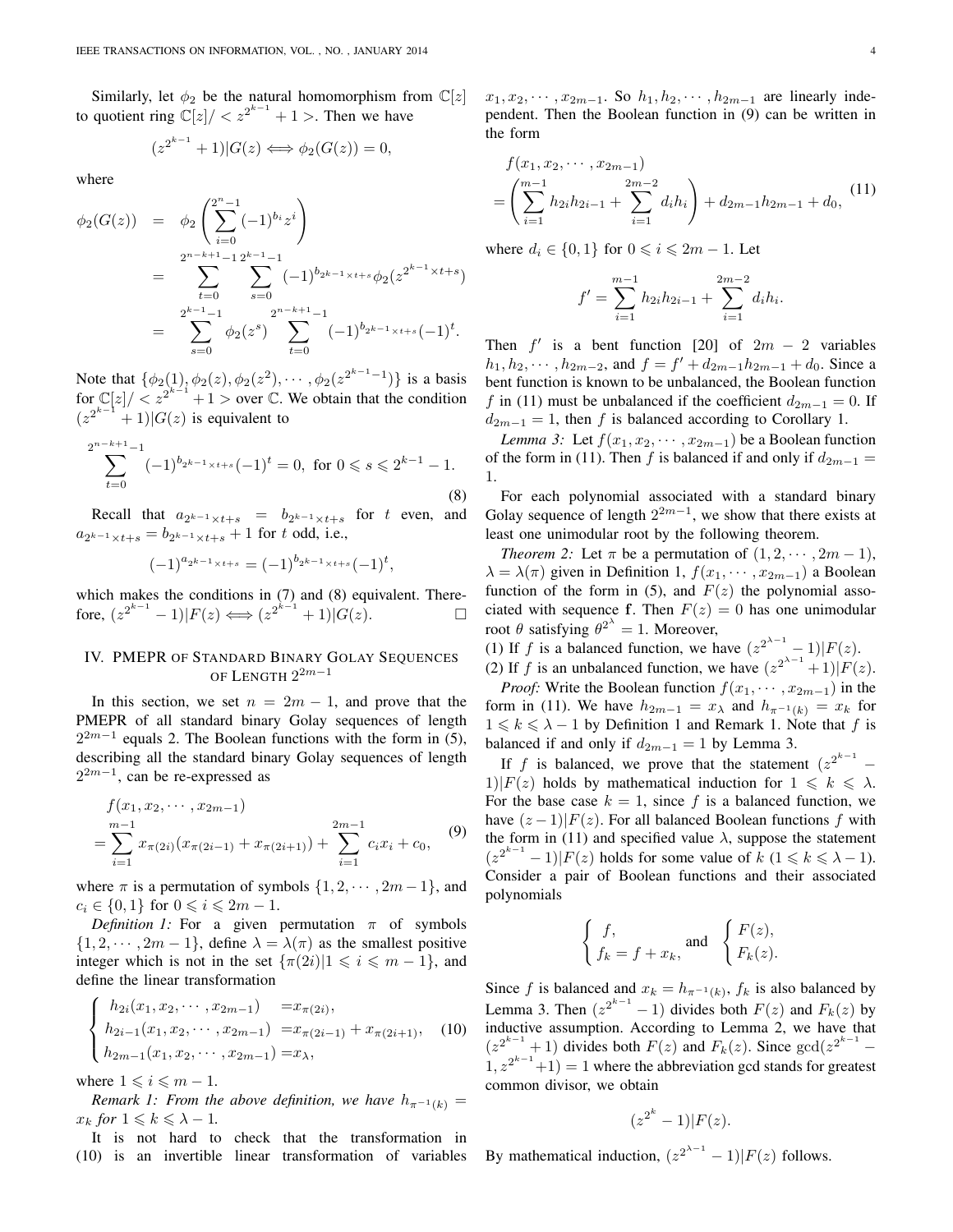Similarly, let $\phi_2$ be the natural homomorphism from $\mathbb{C}[z]$ to quotient ring $\mathbb{C}[z]/< z^{2^{k-1}}+1 >$. Then we have

$$(z^{2^{k-1}}+1)|G(z) \Longleftrightarrow \phi_2(G(z))=0,$$

where

$$\begin{aligned}
\phi_2(G(z)) &= \phi_2\left(\sum_{i=0}^{2^n-1}(-1)^{b_i}z^i\right)\\
&= \sum_{t=0}^{2^{n-k+1}-1}\sum_{s=0}^{2^{k-1}-1}(-1)^{b_{2^{k-1}\times t+s}}\phi_2(z^{2^{k-1}\times t+s})\\
&= \sum_{s=0}^{2^{k-1}-1}\phi_2(z^s)\sum_{t=0}^{2^{n-k+1}-1}(-1)^{b_{2^{k-1}\times t+s}}(-1)^t.
\end{aligned}$$

Note that $\{\phi_2(1),\phi_2(z),\phi_2(z^2),\cdots,\phi_2(z^{2^{k-1}-1})\}$ is a basis for $\mathbb{C}[z]/< z^{2^{k-1}}+1 >$ over $\mathbb{C}$. We obtain that the condition $(z^{2^{k-1}}+1)|G(z)$ is equivalent to

$$\sum_{t=0}^{2^{n-k+1}-1}(-1)^{b_{2^{k-1}\times t+s}}(-1)^t=0,\ \text{for}\ 0\leqslant s\leqslant 2^{k-1}-1. \tag{8}$$

Recall that $a_{2^{k-1}\times t+s}=b_{2^{k-1}\times t+s}$ for $t$ even, and $a_{2^{k-1}\times t+s}=b_{2^{k-1}\times t+s}+1$ for $t$ odd, i.e.,

$$(-1)^{a_{2^{k-1}\times t+s}}=(-1)^{b_{2^{k-1}\times t+s}}(-1)^t,$$

which makes the conditions in (7) and (8) equivalent. Therefore, $(z^{2^{k-1}}-1)|F(z)\Longleftrightarrow(z^{2^{k-1}}+1)|G(z)$. □

## IV. PMEPR of Standard Binary Golay Sequences of Length $2^{2m-1}$

In this section, we set $n=2m-1$, and prove that the PMEPR of all standard binary Golay sequences of length $2^{2m-1}$ equals 2. The Boolean functions with the form in (5), describing all the standard binary Golay sequences of length $2^{2m-1}$, can be re-expressed as

$$\begin{aligned}
&f(x_1,x_2,\cdots,x_{2m-1})\\
&=\sum_{i=1}^{m-1}x_{\pi(2i)}(x_{\pi(2i-1)}+x_{\pi(2i+1)})+\sum_{i=1}^{2m-1}c_ix_i+c_0,
\end{aligned} \tag{9}$$

where $\pi$ is a permutation of symbols $\{1,2,\cdots,2m-1\}$, and $c_i\in\{0,1\}$ for $0\leqslant i\leqslant 2m-1$.

*Definition 1:* For a given permutation $\pi$ of symbols $\{1,2,\cdots,2m-1\}$, define $\lambda=\lambda(\pi)$ as the smallest positive integer which is not in the set $\{\pi(2i)|1\leqslant i\leqslant m-1\}$, and define the linear transformation

$$\begin{cases}
h_{2i}(x_1,x_2,\cdots,x_{2m-1}) &= x_{\pi(2i)},\\
h_{2i-1}(x_1,x_2,\cdots,x_{2m-1}) &= x_{\pi(2i-1)}+x_{\pi(2i+1)},\\
h_{2m-1}(x_1,x_2,\cdots,x_{2m-1}) &= x_\lambda,
\end{cases} \tag{10}$$

where $1\leqslant i\leqslant m-1$.

*Remark 1: From the above definition, we have $h_{\pi^{-1}(k)}=x_k$ for $1\leqslant k\leqslant\lambda-1$.*

It is not hard to check that the transformation in (10) is an invertible linear transformation of variables $x_1,x_2,\cdots,x_{2m-1}$. So $h_1,h_2,\cdots,h_{2m-1}$ are linearly independent. Then the Boolean function in (9) can be written in the form

$$\begin{aligned}
&f(x_1,x_2,\cdots,x_{2m-1})\\
&=\left(\sum_{i=1}^{m-1}h_{2i}h_{2i-1}+\sum_{i=1}^{2m-2}d_ih_i\right)+d_{2m-1}h_{2m-1}+d_0,
\end{aligned} \tag{11}$$

where $d_i\in\{0,1\}$ for $0\leqslant i\leqslant 2m-1$. Let

$$f'=\sum_{i=1}^{m-1}h_{2i}h_{2i-1}+\sum_{i=1}^{2m-2}d_ih_i.$$

Then $f'$ is a bent function [20] of $2m-2$ variables $h_1,h_2,\cdots,h_{2m-2}$, and $f=f'+d_{2m-1}h_{2m-1}+d_0$. Since a bent function is known to be unbalanced, the Boolean function $f$ in (11) must be unbalanced if the coefficient $d_{2m-1}=0$. If $d_{2m-1}=1$, then $f$ is balanced according to Corollary 1.

*Lemma 3:* Let $f(x_1,x_2,\cdots,x_{2m-1})$ be a Boolean function of the form in (11). Then $f$ is balanced if and only if $d_{2m-1}=1$.

For each polynomial associated with a standard binary Golay sequence of length $2^{2m-1}$, we show that there exists at least one unimodular root by the following theorem.

*Theorem 2:* Let $\pi$ be a permutation of $(1,2,\cdots,2m-1)$, $\lambda=\lambda(\pi)$ given in Definition 1, $f(x_1,\cdots,x_{2m-1})$ a Boolean function of the form in (5), and $F(z)$ the polynomial associated with sequence $\mathbf{f}$. Then $F(z)=0$ has one unimodular root $\theta$ satisfying $\theta^{2^\lambda}=1$. Moreover,

(1) If $f$ is a balanced function, we have $(z^{2^{\lambda-1}}-1)|F(z)$.

(2) If $f$ is an unbalanced function, we have $(z^{2^{\lambda-1}}+1)|F(z)$.

*Proof:* Write the Boolean function $f(x_1,\cdots,x_{2m-1})$ in the form in (11). We have $h_{2m-1}=x_\lambda$ and $h_{\pi^{-1}(k)}=x_k$ for $1\leqslant k\leqslant\lambda-1$ by Definition 1 and Remark 1. Note that $f$ is balanced if and only if $d_{2m-1}=1$ by Lemma 3.

If $f$ is balanced, we prove that the statement $(z^{2^{k-1}}-1)|F(z)$ holds by mathematical induction for $1\leqslant k\leqslant\lambda$. For the base case $k=1$, since $f$ is a balanced function, we have $(z-1)|F(z)$. For all balanced Boolean functions $f$ with the form in (11) and specified value $\lambda$, suppose the statement $(z^{2^{k-1}}-1)|F(z)$ holds for some value of $k$ $(1\leqslant k\leqslant\lambda-1)$. Consider a pair of Boolean functions and their associated polynomials

$$\begin{cases} f,\\ f_k=f+x_k,\end{cases}\ \text{and}\ \begin{cases}F(z),\\ F_k(z).\end{cases}$$

Since $f$ is balanced and $x_k=h_{\pi^{-1}(k)}$, $f_k$ is also balanced by Lemma 3. Then $(z^{2^{k-1}}-1)$ divides both $F(z)$ and $F_k(z)$ by inductive assumption. According to Lemma 2, we have that $(z^{2^{k-1}}+1)$ divides both $F(z)$ and $F_k(z)$. Since $\gcd(z^{2^{k-1}}-1,z^{2^{k-1}}+1)=1$ where the abbreviation gcd stands for greatest common divisor, we obtain

$$(z^{2^k}-1)|F(z).$$

By mathematical induction, $(z^{2^{\lambda-1}}-1)|F(z)$ follows.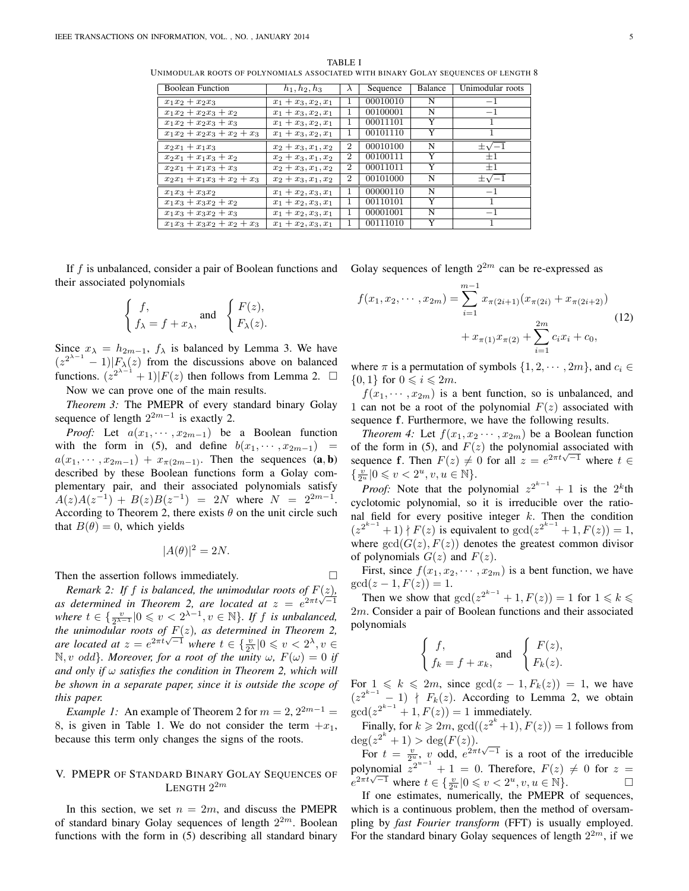TABLE I

UNIMODULAR ROOTS OF POLYNOMIALS ASSOCIATED WITH BINARY GOLAY SEQUENCES OF LENGTH 8

| Boolean Function | $h_1, h_2, h_3$ | $\lambda$ | Sequence | Balance | Unimodular roots |
|---|---|---|---|---|---|
| $x_1x_2 + x_2x_3$ | $x_1 + x_3, x_2, x_1$ | 1 | 00010010 | N | $-1$ |
| $x_1x_2 + x_2x_3 + x_2$ | $x_1 + x_3, x_2, x_1$ | 1 | 00100001 | N | $-1$ |
| $x_1x_2 + x_2x_3 + x_3$ | $x_1 + x_3, x_2, x_1$ | 1 | 00011101 | Y | 1 |
| $x_1x_2 + x_2x_3 + x_2 + x_3$ | $x_1 + x_3, x_2, x_1$ | 1 | 00101110 | Y | 1 |
| $x_2x_1 + x_1x_3$ | $x_2 + x_3, x_1, x_2$ | 2 | 00010100 | N | $\pm\sqrt{-1}$ |
| $x_2x_1 + x_1x_3 + x_2$ | $x_2 + x_3, x_1, x_2$ | 2 | 00100111 | Y | $\pm 1$ |
| $x_2x_1 + x_1x_3 + x_3$ | $x_2 + x_3, x_1, x_2$ | 2 | 00011011 | Y | $\pm 1$ |
| $x_2x_1 + x_1x_3 + x_2 + x_3$ | $x_2 + x_3, x_1, x_2$ | 2 | 00101000 | N | $\pm\sqrt{-1}$ |
| $x_1x_3 + x_3x_2$ | $x_1 + x_2, x_3, x_1$ | 1 | 00000110 | N | $-1$ |
| $x_1x_3 + x_3x_2 + x_2$ | $x_1 + x_2, x_3, x_1$ | 1 | 00110101 | Y | 1 |
| $x_1x_3 + x_3x_2 + x_3$ | $x_1 + x_2, x_3, x_1$ | 1 | 00001001 | N | $-1$ |
| $x_1x_3 + x_3x_2 + x_2 + x_3$ | $x_1 + x_2, x_3, x_1$ | 1 | 00111010 | Y | 1 |

If $f$ is unbalanced, consider a pair of Boolean functions and their associated polynomials

$$\begin{cases} f, \\ f_\lambda = f + x_\lambda, \end{cases} \text{and} \quad \begin{cases} F(z), \\ F_\lambda(z). \end{cases}$$

Since $x_\lambda = h_{2m-1}$, $f_\lambda$ is balanced by Lemma 3. We have $(z^{2^{\lambda-1}} - 1) | F_\lambda(z)$ from the discussions above on balanced functions. $(z^{2^{\lambda-1}} + 1) | F(z)$ then follows from Lemma 2. □

Now we can prove one of the main results.

*Theorem 3:* The PMEPR of every standard binary Golay sequence of length $2^{2m-1}$ is exactly 2.

*Proof:* Let $a(x_1, \cdots, x_{2m-1})$ be a Boolean function with the form in (5), and define $b(x_1, \cdots, x_{2m-1}) = a(x_1, \cdots, x_{2m-1}) + x_{\pi(2m-1)}$. Then the sequences $(\mathbf{a}, \mathbf{b})$ described by these Boolean functions form a Golay complementary pair, and their associated polynomials satisfy $A(z)A(z^{-1}) + B(z)B(z^{-1}) = 2N$ where $N = 2^{2m-1}$. According to Theorem 2, there exists $\theta$ on the unit circle such that $B(\theta) = 0$, which yields

$$|A(\theta)|^2 = 2N.$$

Then the assertion follows immediately. □

*Remark 2: If $f$ is balanced, the unimodular roots of $F(z)$, as determined in Theorem 2, are located at $z = e^{2\pi t\sqrt{-1}}$ where $t \in \{\frac{v}{2^{\lambda-1}} | 0 \leqslant v < 2^{\lambda-1}, v \in \mathbb{N}\}$. If $f$ is unbalanced, the unimodular roots of $F(z)$, as determined in Theorem 2, are located at $z = e^{2\pi t\sqrt{-1}}$ where $t \in \{\frac{v}{2^\lambda} | 0 \leqslant v < 2^\lambda, v \in \mathbb{N}, v \text{ odd}\}$. Moreover, for a root of the unity $\omega$, $F(\omega) = 0$ if and only if $\omega$ satisfies the condition in Theorem 2, which will be shown in a separate paper, since it is outside the scope of this paper.*

*Example 1:* An example of Theorem 2 for $m = 2, 2^{2m-1} = 8$, is given in Table 1. We do not consider the term $+x_1$, because this term only changes the signs of the roots.

## V. PMEPR of Standard Binary Golay Sequences of Length $2^{2m}$

In this section, we set $n = 2m$, and discuss the PMEPR of standard binary Golay sequences of length $2^{2m}$. Boolean functions with the form in (5) describing all standard binary Golay sequences of length $2^{2m}$ can be re-expressed as

$$\begin{aligned} f(x_1, x_2, \cdots, x_{2m}) = &\sum_{i=1}^{m-1} x_{\pi(2i+1)}(x_{\pi(2i)} + x_{\pi(2i+2)}) \\ &+ x_{\pi(1)}x_{\pi(2)} + \sum_{i=1}^{2m} c_i x_i + c_0, \end{aligned} \tag{12}$$

where $\pi$ is a permutation of symbols $\{1, 2, \cdots, 2m\}$, and $c_i \in \{0, 1\}$ for $0 \leqslant i \leqslant 2m$.

$f(x_1, \cdots, x_{2m})$ is a bent function, so is unbalanced, and 1 can not be a root of the polynomial $F(z)$ associated with sequence $\mathbf{f}$. Furthermore, we have the following results.

*Theorem 4:* Let $f(x_1, x_2 \cdots, x_{2m})$ be a Boolean function of the form in (5), and $F(z)$ the polynomial associated with sequence $\mathbf{f}$. Then $F(z) \neq 0$ for all $z = e^{2\pi t\sqrt{-1}}$ where $t \in \{\frac{v}{2^u} | 0 \leqslant v < 2^u, v, u \in \mathbb{N}\}$.

*Proof:* Note that the polynomial $z^{2^{k-1}} + 1$ is the $2^k$th cyclotomic polynomial, so it is irreducible over the rational field for every positive integer $k$. Then the condition $(z^{2^{k-1}} + 1) \nmid F(z)$ is equivalent to $\gcd(z^{2^{k-1}} + 1, F(z)) = 1$, where $\gcd(G(z), F(z))$ denotes the greatest common divisor of polynomials $G(z)$ and $F(z)$.

First, since $f(x_1, x_2, \cdots, x_{2m})$ is a bent function, we have $\gcd(z - 1, F(z)) = 1$.

Then we show that $\gcd(z^{2^{k-1}} + 1, F(z)) = 1$ for $1 \leqslant k \leqslant 2m$. Consider a pair of Boolean functions and their associated polynomials

$$\begin{cases} f, \\ f_k = f + x_k, \end{cases} \text{and} \quad \begin{cases} F(z), \\ F_k(z). \end{cases}$$

For $1 \leqslant k \leqslant 2m$, since $\gcd(z - 1, F_k(z)) = 1$, we have $(z^{2^{k-1}} - 1) \nmid F_k(z)$. According to Lemma 2, we obtain $\gcd(z^{2^{k-1}} + 1, F(z)) = 1$ immediately.

Finally, for $k \geqslant 2m$, $\gcd((z^{2^k} + 1), F(z)) = 1$ follows from $\deg(z^{2^k} + 1) > \deg(F(z))$.

For $t = \frac{v}{2^u}$, $v$ odd, $e^{2\pi t\sqrt{-1}}$ is a root of the irreducible polynomial $z^{2^{u-1}} + 1 = 0$. Therefore, $F(z) \neq 0$ for $z = e^{2\pi t\sqrt{-1}}$ where $t \in \{\frac{v}{2^u} | 0 \leqslant v < 2^u, v, u \in \mathbb{N}\}$. □

If one estimates, numerically, the PMEPR of sequences, which is a continuous problem, then the method of oversampling by *fast Fourier transform* (FFT) is usually employed. For the standard binary Golay sequences of length $2^{2m}$, if we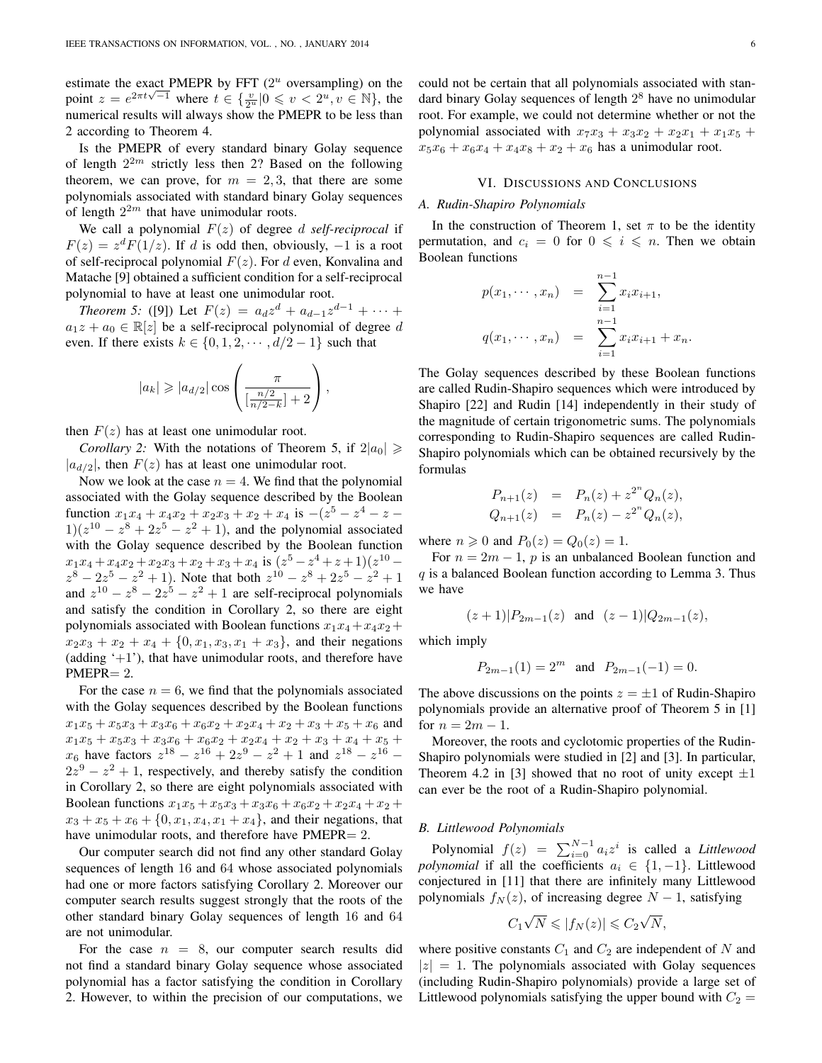estimate the exact PMEPR by FFT ($2^u$ oversampling) on the point $z = e^{2\pi t\sqrt{-1}}$ where $t \in \{\frac{v}{2^u} | 0 \leqslant v < 2^u, v \in \mathbb{N}\}$, the numerical results will always show the PMEPR to be less than 2 according to Theorem 4.

Is the PMEPR of every standard binary Golay sequence of length $2^{2m}$ strictly less then 2? Based on the following theorem, we can prove, for $m = 2, 3$, that there are some polynomials associated with standard binary Golay sequences of length $2^{2m}$ that have unimodular roots.

We call a polynomial $F(z)$ of degree $d$ *self-reciprocal* if $F(z) = z^d F(1/z)$. If $d$ is odd then, obviously, $-1$ is a root of self-reciprocal polynomial $F(z)$. For $d$ even, Konvalina and Matache [9] obtained a sufficient condition for a self-reciprocal polynomial to have at least one unimodular root.

*Theorem 5:* ([9]) Let $F(z) = a_d z^d + a_{d-1} z^{d-1} + \cdots + a_1 z + a_0 \in \mathbb{R}[z]$ be a self-reciprocal polynomial of degree $d$ even. If there exists $k \in \{0, 1, 2, \cdots, d/2 - 1\}$ such that

$$|a_k| \geqslant |a_{d/2}| \cos\left(\frac{\pi}{[\frac{n/2}{n/2-k}] + 2}\right),$$

then $F(z)$ has at least one unimodular root.

*Corollary 2:* With the notations of Theorem 5, if $2|a_0| \geqslant |a_{d/2}|$, then $F(z)$ has at least one unimodular root.

Now we look at the case $n = 4$. We find that the polynomial associated with the Golay sequence described by the Boolean function $x_1x_4 + x_4x_2 + x_2x_3 + x_2 + x_4$ is $-(z^5 - z^4 - z - 1)(z^{10} - z^8 + 2z^5 - z^2 + 1)$, and the polynomial associated with the Golay sequence described by the Boolean function $x_1x_4 + x_4x_2 + x_2x_3 + x_2 + x_3 + x_4$ is $(z^5 + z^4 + z + 1)(z^{10} - z^8 - 2z^5 - z^2 + 1)$. Note that both $z^{10} - z^8 + 2z^5 - z^2 + 1$ and $z^{10} - z^8 - 2z^5 - z^2 + 1$ are self-reciprocal polynomials and satisfy the condition in Corollary 2, so there are eight polynomials associated with Boolean functions $x_1x_4 + x_4x_2 + x_2x_3 + x_2 + x_4 + \{0, x_1, x_3, x_1 + x_3\}$, and their negations (adding '+1'), that have unimodular roots, and therefore have PMEPR= 2.

For the case $n = 6$, we find that the polynomials associated with the Golay sequences described by the Boolean functions $x_1x_5 + x_5x_3 + x_3x_6 + x_6x_2 + x_2x_4 + x_2 + x_3 + x_5 + x_6$ and $x_1x_5 + x_5x_3 + x_3x_6 + x_6x_2 + x_2x_4 + x_2 + x_3 + x_4 + x_5 + x_6$ have factors $z^{18} - z^{16} + 2z^9 - z^2 + 1$ and $z^{18} - z^{16} - 2z^9 - z^2 + 1$, respectively, and thereby satisfy the condition in Corollary 2, so there are eight polynomials associated with Boolean functions $x_1x_5 + x_5x_3 + x_3x_6 + x_6x_2 + x_2x_4 + x_2 + x_3 + x_5 + x_6 + \{0, x_1, x_4, x_1 + x_4\}$, and their negations, that have unimodular roots, and therefore have PMEPR= 2.

Our computer search did not find any other standard Golay sequences of length 16 and 64 whose associated polynomials had one or more factors satisfying Corollary 2. Moreover our computer search results suggest strongly that the roots of the other standard binary Golay sequences of length 16 and 64 are not unimodular.

For the case $n = 8$, our computer search results did not find a standard binary Golay sequence whose associated polynomial has a factor satisfying the condition in Corollary 2. However, to within the precision of our computations, we could not be certain that all polynomials associated with standard binary Golay sequences of length $2^8$ have no unimodular root. For example, we could not determine whether or not the polynomial associated with $x_7x_3 + x_3x_2 + x_2x_1 + x_1x_5 + x_5x_6 + x_6x_4 + x_4x_8 + x_2 + x_6$ has a unimodular root.

## VI. Discussions and Conclusions

### A. Rudin-Shapiro Polynomials

In the construction of Theorem 1, set $\pi$ to be the identity permutation, and $c_i = 0$ for $0 \leqslant i \leqslant n$. Then we obtain Boolean functions

$$p(x_1, \cdots, x_n) = \sum_{i=1}^{n-1} x_i x_{i+1},$$
$$q(x_1, \cdots, x_n) = \sum_{i=1}^{n-1} x_i x_{i+1} + x_n.$$

The Golay sequences described by these Boolean functions are called Rudin-Shapiro sequences which were introduced by Shapiro [22] and Rudin [14] independently in their study of the magnitude of certain trigonometric sums. The polynomials corresponding to Rudin-Shapiro sequences are called Rudin-Shapiro polynomials which can be obtained recursively by the formulas

$$P_{n+1}(z) = P_n(z) + z^{2^n} Q_n(z),$$
$$Q_{n+1}(z) = P_n(z) - z^{2^n} Q_n(z),$$

where $n \geqslant 0$ and $P_0(z) = Q_0(z) = 1$.

For $n = 2m - 1$, $p$ is an unbalanced Boolean function and $q$ is a balanced Boolean function according to Lemma 3. Thus we have

$$(z+1) | P_{2m-1}(z) \quad \text{and} \quad (z-1) | Q_{2m-1}(z),$$

which imply

$$P_{2m-1}(1) = 2^m \quad \text{and} \quad P_{2m-1}(-1) = 0.$$

The above discussions on the points $z = \pm 1$ of Rudin-Shapiro polynomials provide an alternative proof of Theorem 5 in [1] for $n = 2m - 1$.

Moreover, the roots and cyclotomic properties of the Rudin-Shapiro polynomials were studied in [2] and [3]. In particular, Theorem 4.2 in [3] showed that no root of unity except $\pm 1$ can ever be the root of a Rudin-Shapiro polynomial.

### B. Littlewood Polynomials

Polynomial $f(z) = \sum_{i=0}^{N-1} a_i z^i$ is called a *Littlewood polynomial* if all the coefficients $a_i \in \{1, -1\}$. Littlewood conjectured in [11] that there are infinitely many Littlewood polynomials $f_N(z)$, of increasing degree $N - 1$, satisfying

$$C_1\sqrt{N} \leqslant |f_N(z)| \leqslant C_2\sqrt{N},$$

where positive constants $C_1$ and $C_2$ are independent of $N$ and $|z| = 1$. The polynomials associated with Golay sequences (including Rudin-Shapiro polynomials) provide a large set of Littlewood polynomials satisfying the upper bound with $C_2 =$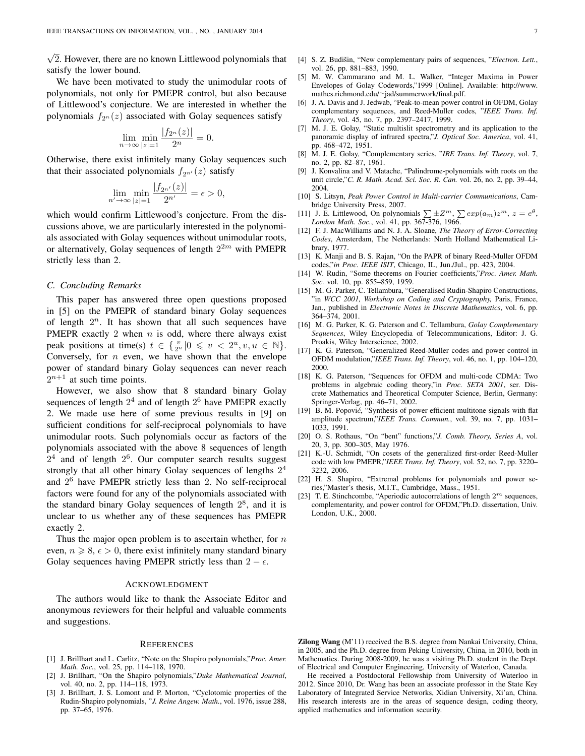$\sqrt{2}$. However, there are no known Littlewood polynomials that satisfy the lower bound.

We have been motivated to study the unimodular roots of polynomials, not only for PMEPR control, but also because of Littlewood's conjecture. We are interested in whether the polynomials $f_{2^n}(z)$ associated with Golay sequences satisfy

$$\lim_{n\to\infty} \min_{|z|=1} \frac{|f_{2^n}(z)|}{2^n} = 0.$$

Otherwise, there exist infinitely many Golay sequences such that their associated polynomials $f_{2^{n'}}(z)$ satisfy

$$\lim_{n'\to\infty} \min_{|z|=1} \frac{|f_{2^{n'}}(z)|}{2^{n'}} = \epsilon > 0,$$

which would confirm Littlewood's conjecture. From the discussions above, we are particularly interested in the polynomials associated with Golay sequences without unimodular roots, or alternatively, Golay sequences of length $2^{2m}$ with PMEPR strictly less than 2.

### C. Concluding Remarks

This paper has answered three open questions proposed in [5] on the PMEPR of standard binary Golay sequences of length $2^n$. It has shown that all such sequences have PMEPR exactly 2 when $n$ is odd, where there always exist peak positions at time(s) $t \in \{\frac{v}{2^u} | 0 \leqslant v < 2^u, v, u \in \mathbb{N}\}$. Conversely, for $n$ even, we have shown that the envelope power of standard binary Golay sequences can never reach $2^{n+1}$ at such time points.

However, we also show that 8 standard binary Golay sequences of length $2^4$ and of length $2^6$ have PMEPR exactly 2. We made use here of some previous results in [9] on sufficient conditions for self-reciprocal polynomials to have unimodular roots. Such polynomials occur as factors of the polynomials associated with the above 8 sequences of length $2^4$ and of length $2^6$. Our computer search results suggest strongly that all other binary Golay sequences of lengths $2^4$ and $2^6$ have PMEPR strictly less than 2. No self-reciprocal factors were found for any of the polynomials associated with the standard binary Golay sequences of length $2^8$, and it is unclear to us whether any of these sequences has PMEPR exactly 2.

Thus the major open problem is to ascertain whether, for $n$ even, $n \geqslant 8$, $\epsilon > 0$, there exist infinitely many standard binary Golay sequences having PMEPR strictly less than $2 - \epsilon$.

## Acknowledgment

The authors would like to thank the Associate Editor and anonymous reviewers for their helpful and valuable comments and suggestions.

## References

[1] J. Brillhart and L. Carlitz, "Note on the Shapiro polynomials,"*Proc. Amer. Math. Soc.*, vol. 25, pp. 114–118, 1970.

[2] J. Brillhart, "On the Shapiro polynomials,"*Duke Mathematical Journal*, vol. 40, no. 2, pp. 114–118, 1973.

[3] J. Brillhart, J. S. Lomont and P. Morton, "Cyclotomic properties of the Rudin-Shapiro polynomials, "*J. Reine Angew. Math.*, vol. 1976, issue 288, pp. 37–65, 1976.

[4] S. Z. Budišin, "New complementary pairs of sequences, "*Electron. Lett.*, vol. 26, pp. 881–883, 1990.

[5] M. W. Cammarano and M. L. Walker, "Integer Maxima in Power Envelopes of Golay Codewords,"1999 [Online]. Available: http://www.mathcs.richmond.edu/~jad/summerwork/final.pdf.

[6] J. A. Davis and J. Jedwab, "Peak-to-mean power control in OFDM, Golay complementary sequences, and Reed-Muller codes, "*IEEE Trans. Inf. Theory*, vol. 45, no. 7, pp. 2397–2417, 1999.

[7] M. J. E. Golay, "Static multislit spectrometry and its application to the panoramic display of infrared spectra,"*J. Optical Soc. America*, vol. 41, pp. 468–472, 1951.

[8] M. J. E. Golay, "Complementary series, "*IRE Trans. Inf. Theory*, vol. 7, no. 2, pp. 82–87, 1961.

[9] J. Konvalina and V. Matache, "Palindrome-polynomials with roots on the unit circle,"*C. R. Math. Acad. Sci. Soc. R. Can.* vol. 26, no. 2, pp. 39–44, 2004.

[10] S. Litsyn, *Peak Power Control in Multi-carrier Communications*, Cambridge University Press, 2007.

[11] J. E. Littlewood, On polynomials $\sum \pm Z^m$, $\sum exp(a_m)z^m$, $z = e^{\theta}$, *London Math. Soc.*, vol. 41, pp. 367-376, 1966.

[12] F. J. MacWilliams and N. J. A. Sloane, *The Theory of Error-Correcting Codes*, Amsterdam, The Netherlands: North Holland Mathematical Library, 1977.

[13] K. Manji and B. S. Rajan, "On the PAPR of binary Reed-Muller OFDM codes,"*in Proc. IEEE ISIT*, Chicago, IL, Jun./Jul., pp. 423, 2004.

[14] W. Rudin, "Some theorems on Fourier coefficients,"*Proc. Amer. Math. Soc.* vol. 10, pp. 855–859, 1959.

[15] M. G. Parker, C. Tellambura, "Generalised Rudin-Shapiro Constructions, "in *WCC 2001, Workshop on Coding and Cryptography,* Paris, France, Jan., published in *Electronic Notes in Discrete Mathematics*, vol. 6, pp. 364–374, 2001.

[16] M. G. Parker, K. G. Paterson and C. Tellambura, *Golay Complementary Sequences*, Wiley Encyclopedia of Telecommunications, Editor: J. G. Proakis, Wiley Interscience, 2002.

[17] K. G. Paterson, "Generalized Reed-Muller codes and power control in OFDM modulation,"*IEEE Trans. Inf. Theory*, vol. 46, no. 1, pp. 104–120, 2000.

[18] K. G. Paterson, "Sequences for OFDM and multi-code CDMA: Two problems in algebraic coding theory,"in *Proc. SETA 2001*, ser. Discrete Mathematics and Theoretical Computer Science, Berlin, Germany: Springer-Verlag, pp. 46–71, 2002.

[19] B. M. Popović, "Synthesis of power efficient multitone signals with flat amplitude spectrum,"*IEEE Trans. Commun.*, vol. 39, no. 7, pp. 1031–1033, 1991.

[20] O. S. Rothaus, "On "bent" functions,"*J. Comb. Theory, Series A*, vol. 20, 3, pp. 300–305, May 1976.

[21] K.-U. Schmidt, "On cosets of the generalized first-order Reed-Muller code with low PMEPR,"*IEEE Trans. Inf. Theory*, vol. 52, no. 7, pp. 3220–3232, 2006.

[22] H. S. Shapiro, "Extremal problems for polynomials and power series,"Master's thesis, M.I.T., Cambridge, Mass., 1951.

[23] T. E. Stinchcombe, "Aperiodic autocorrelations of length $2^m$ sequences, complementarity, and power control for OFDM,"Ph.D. dissertation, Univ. London, U.K., 2000.

**Zilong Wang** (M'11) received the B.S. degree from Nankai University, China, in 2005, and the Ph.D. degree from Peking University, China, in 2010, both in Mathematics. During 2008-2009, he was a visiting Ph.D. student in the Dept. of Electrical and Computer Engineering, University of Waterloo, Canada.

He received a Postdoctoral Fellowship from University of Waterloo in 2012. Since 2010, Dr. Wang has been an associate professor in the State Key Laboratory of Integrated Service Networks, Xidian University, Xi'an, China. His research interests are in the areas of sequence design, coding theory, applied mathematics and information security.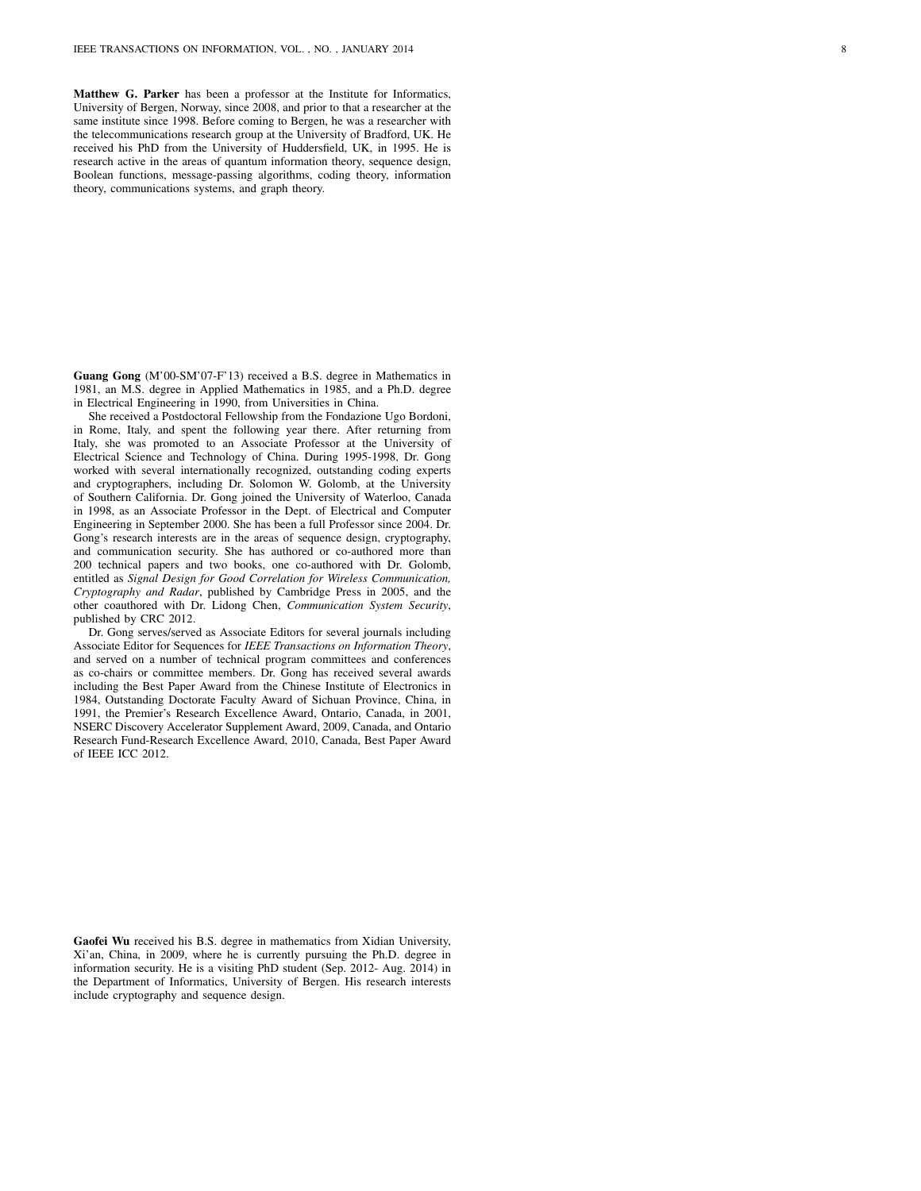**Matthew G. Parker** has been a professor at the Institute for Informatics, University of Bergen, Norway, since 2008, and prior to that a researcher at the same institute since 1998. Before coming to Bergen, he was a researcher with the telecommunications research group at the University of Bradford, UK. He received his PhD from the University of Huddersfield, UK, in 1995. He is research active in the areas of quantum information theory, sequence design, Boolean functions, message-passing algorithms, coding theory, information theory, communications systems, and graph theory.

**Guang Gong** (M'00-SM'07-F'13) received a B.S. degree in Mathematics in 1981, an M.S. degree in Applied Mathematics in 1985, and a Ph.D. degree in Electrical Engineering in 1990, from Universities in China.

She received a Postdoctoral Fellowship from the Fondazione Ugo Bordoni, in Rome, Italy, and spent the following year there. After returning from Italy, she was promoted to an Associate Professor at the University of Electrical Science and Technology of China. During 1995-1998, Dr. Gong worked with several internationally recognized, outstanding coding experts and cryptographers, including Dr. Solomon W. Golomb, at the University of Southern California. Dr. Gong joined the University of Waterloo, Canada in 1998, as an Associate Professor in the Dept. of Electrical and Computer Engineering in September 2000. She has been a full Professor since 2004. Dr. Gong's research interests are in the areas of sequence design, cryptography, and communication security. She has authored or co-authored more than 200 technical papers and two books, one co-authored with Dr. Golomb, entitled as *Signal Design for Good Correlation for Wireless Communication, Cryptography and Radar*, published by Cambridge Press in 2005, and the other coauthored with Dr. Lidong Chen, *Communication System Security*, published by CRC 2012.

Dr. Gong serves/served as Associate Editors for several journals including Associate Editor for Sequences for *IEEE Transactions on Information Theory*, and served on a number of technical program committees and conferences as co-chairs or committee members. Dr. Gong has received several awards including the Best Paper Award from the Chinese Institute of Electronics in 1984, Outstanding Doctorate Faculty Award of Sichuan Province, China, in 1991, the Premier's Research Excellence Award, Ontario, Canada, in 2001, NSERC Discovery Accelerator Supplement Award, 2009, Canada, and Ontario Research Fund-Research Excellence Award, 2010, Canada, Best Paper Award of IEEE ICC 2012.

**Gaofei Wu** received his B.S. degree in mathematics from Xidian University, Xi'an, China, in 2009, where he is currently pursuing the Ph.D. degree in information security. He is a visiting PhD student (Sep. 2012- Aug. 2014) in the Department of Informatics, University of Bergen. His research interests include cryptography and sequence design.